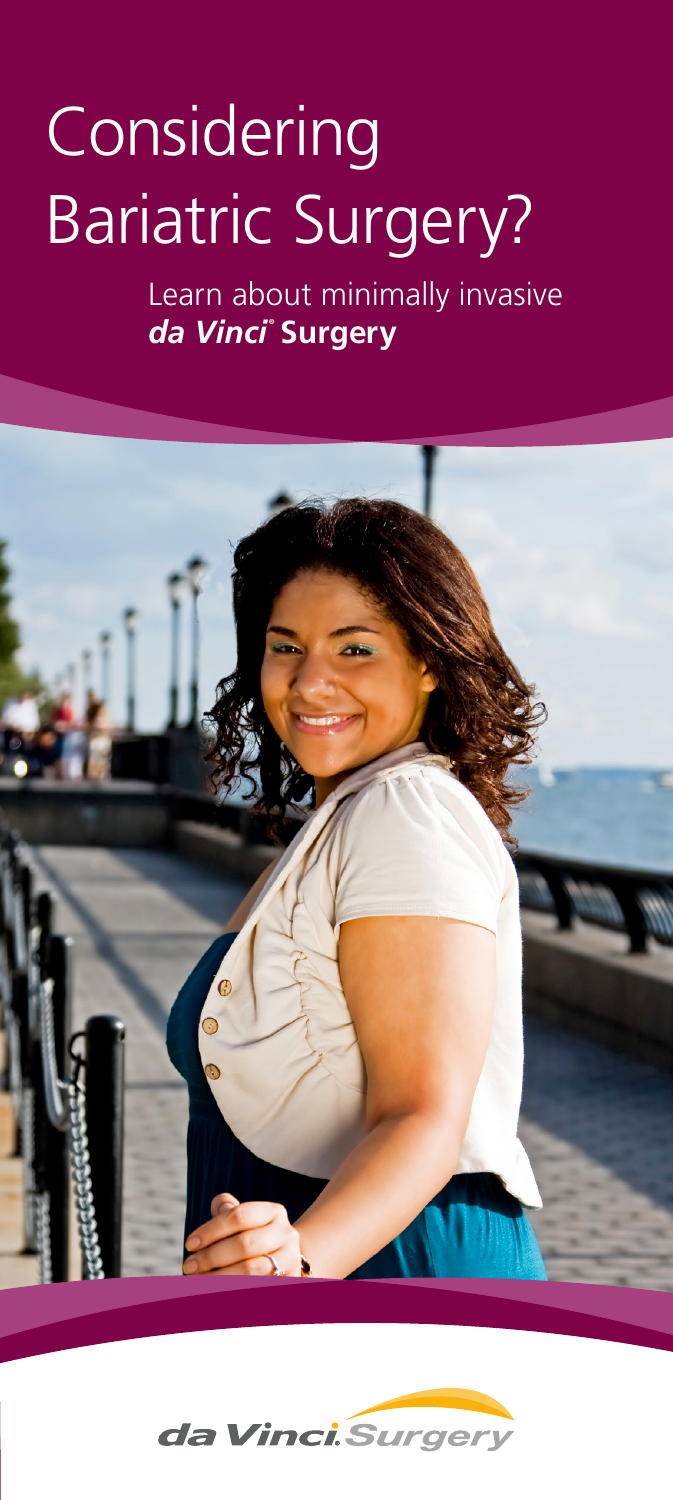# Considering Bariatric Surgery?

Learn about minimally invasive ***da Vinci*® Surgery**

*da Vinci*.*Surgery*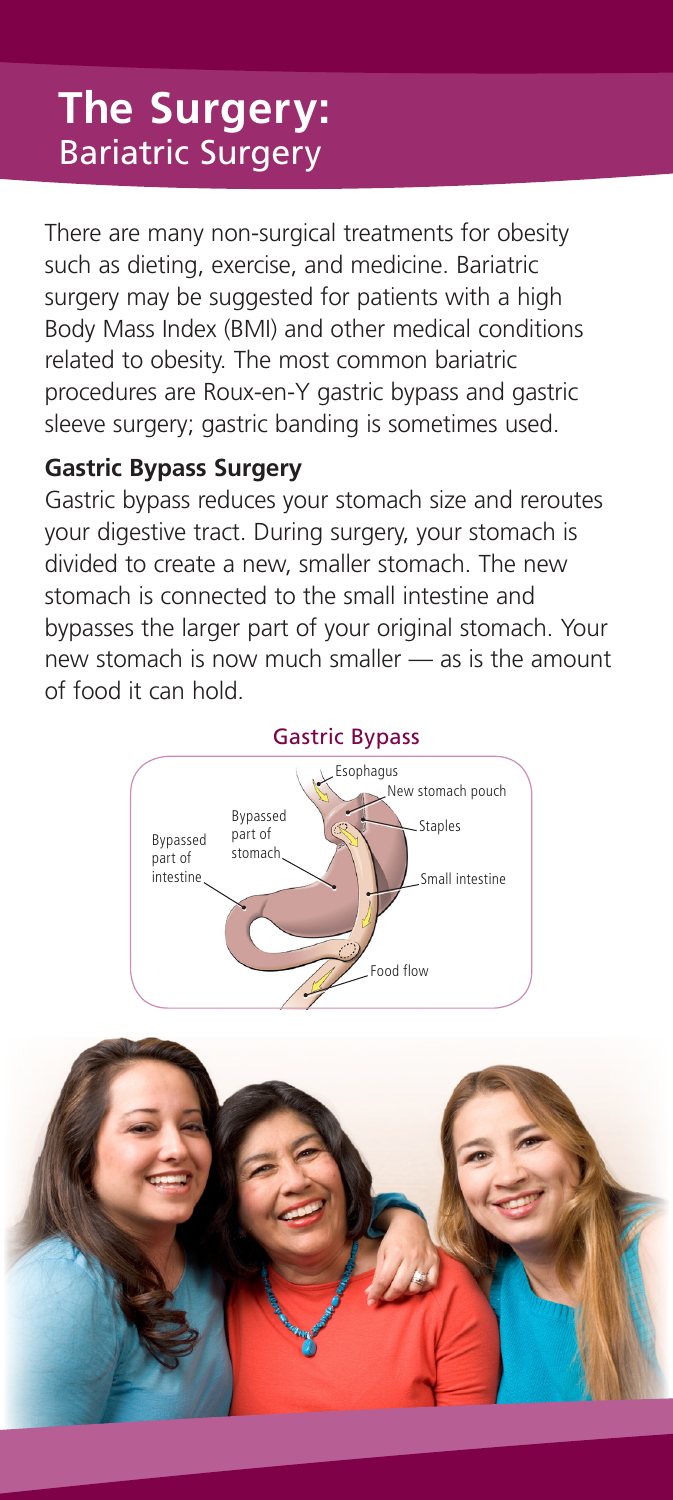# The Surgery:
## Bariatric Surgery

There are many non-surgical treatments for obesity such as dieting, exercise, and medicine. Bariatric surgery may be suggested for patients with a high Body Mass Index (BMI) and other medical conditions related to obesity. The most common bariatric procedures are Roux-en-Y gastric bypass and gastric sleeve surgery; gastric banding is sometimes used.

**Gastric Bypass Surgery**

Gastric bypass reduces your stomach size and reroutes your digestive tract. During surgery, your stomach is divided to create a new, smaller stomach. The new stomach is connected to the small intestine and bypasses the larger part of your original stomach. Your new stomach is now much smaller — as is the amount of food it can hold.

Gastric Bypass

Esophagus
New stomach pouch
Staples
Bypassed part of stomach
Bypassed part of intestine
Small intestine
Food flow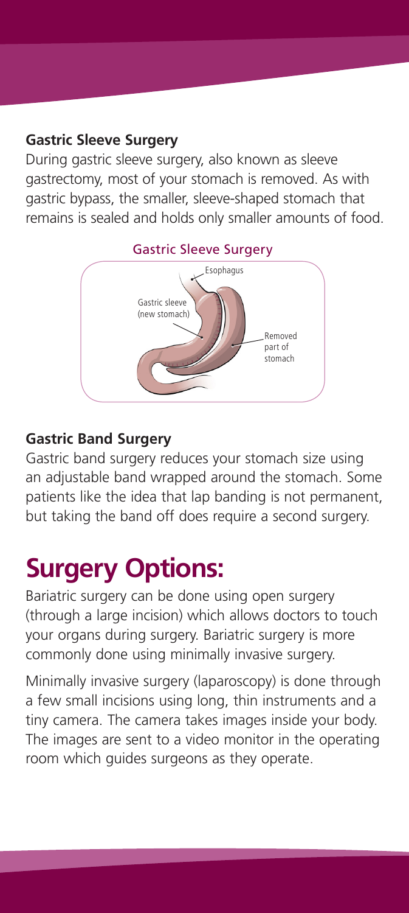### Gastric Sleeve Surgery

During gastric sleeve surgery, also known as sleeve gastrectomy, most of your stomach is removed. As with gastric bypass, the smaller, sleeve-shaped stomach that remains is sealed and holds only smaller amounts of food.

Gastric Sleeve Surgery

Esophagus

Gastric sleeve (new stomach)

Removed part of stomach

### Gastric Band Surgery

Gastric band surgery reduces your stomach size using an adjustable band wrapped around the stomach. Some patients like the idea that lap banding is not permanent, but taking the band off does require a second surgery.

# Surgery Options:

Bariatric surgery can be done using open surgery (through a large incision) which allows doctors to touch your organs during surgery. Bariatric surgery is more commonly done using minimally invasive surgery.

Minimally invasive surgery (laparoscopy) is done through a few small incisions using long, thin instruments and a tiny camera. The camera takes images inside your body. The images are sent to a video monitor in the operating room which guides surgeons as they operate.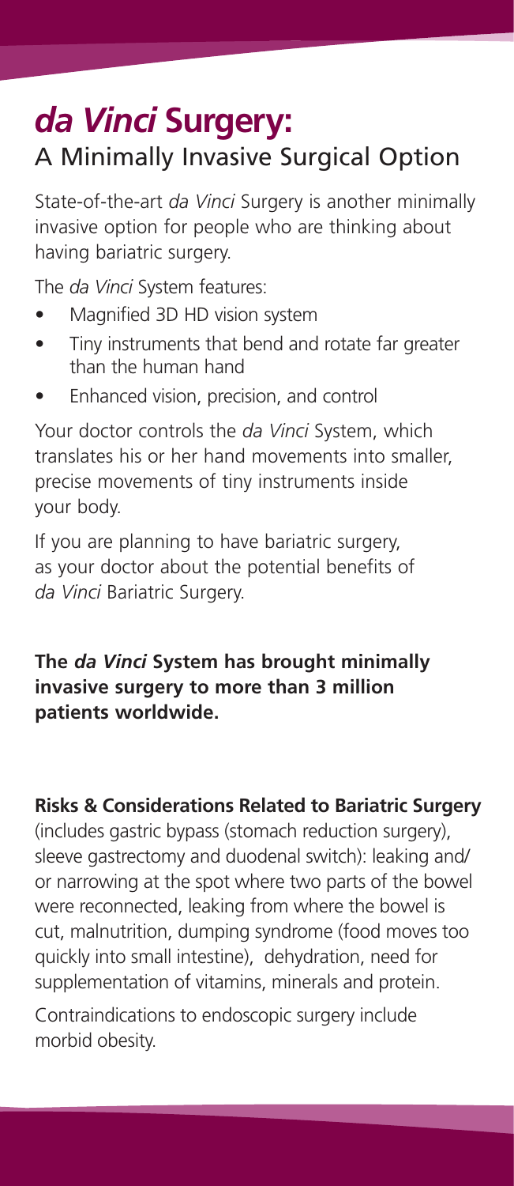# *da Vinci* Surgery:

## A Minimally Invasive Surgical Option

State-of-the-art *da Vinci* Surgery is another minimally invasive option for people who are thinking about having bariatric surgery.

The *da Vinci* System features:

- Magnified 3D HD vision system
- Tiny instruments that bend and rotate far greater than the human hand
- Enhanced vision, precision, and control

Your doctor controls the *da Vinci* System, which translates his or her hand movements into smaller, precise movements of tiny instruments inside your body.

If you are planning to have bariatric surgery, as your doctor about the potential benefits of *da Vinci* Bariatric Surgery.

**The *da Vinci* System has brought minimally invasive surgery to more than 3 million patients worldwide.**

**Risks & Considerations Related to Bariatric Surgery** (includes gastric bypass (stomach reduction surgery), sleeve gastrectomy and duodenal switch): leaking and/ or narrowing at the spot where two parts of the bowel were reconnected, leaking from where the bowel is cut, malnutrition, dumping syndrome (food moves too quickly into small intestine), dehydration, need for supplementation of vitamins, minerals and protein.

Contraindications to endoscopic surgery include morbid obesity.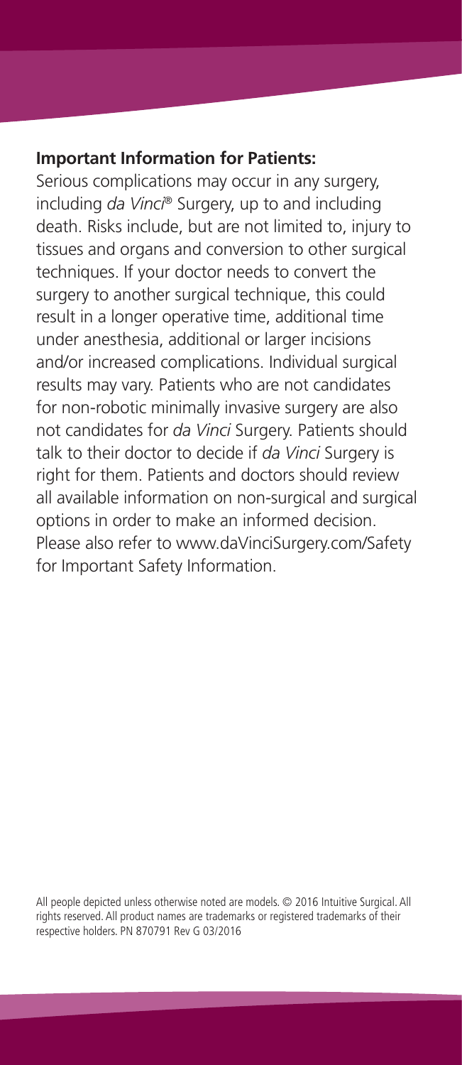**Important Information for Patients:**

Serious complications may occur in any surgery, including *da Vinci*® Surgery, up to and including death. Risks include, but are not limited to, injury to tissues and organs and conversion to other surgical techniques. If your doctor needs to convert the surgery to another surgical technique, this could result in a longer operative time, additional time under anesthesia, additional or larger incisions and/or increased complications. Individual surgical results may vary. Patients who are not candidates for non-robotic minimally invasive surgery are also not candidates for *da Vinci* Surgery. Patients should talk to their doctor to decide if *da Vinci* Surgery is right for them. Patients and doctors should review all available information on non-surgical and surgical options in order to make an informed decision. Please also refer to www.daVinciSurgery.com/Safety for Important Safety Information.

All people depicted unless otherwise noted are models. © 2016 Intuitive Surgical. All rights reserved. All product names are trademarks or registered trademarks of their respective holders. PN 870791 Rev G 03/2016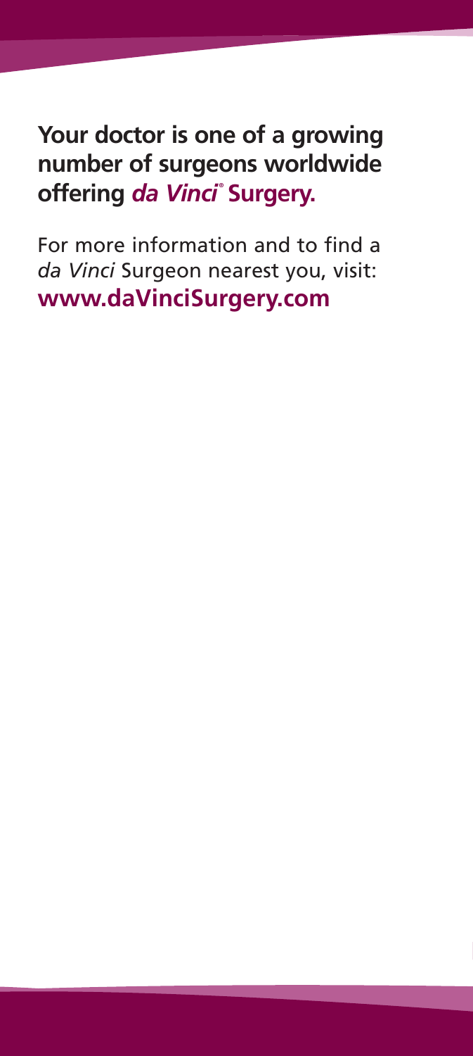**Your doctor is one of a growing number of surgeons worldwide offering *da Vinci*® Surgery.**

For more information and to find a *da Vinci* Surgeon nearest you, visit:
**www.daVinciSurgery.com**